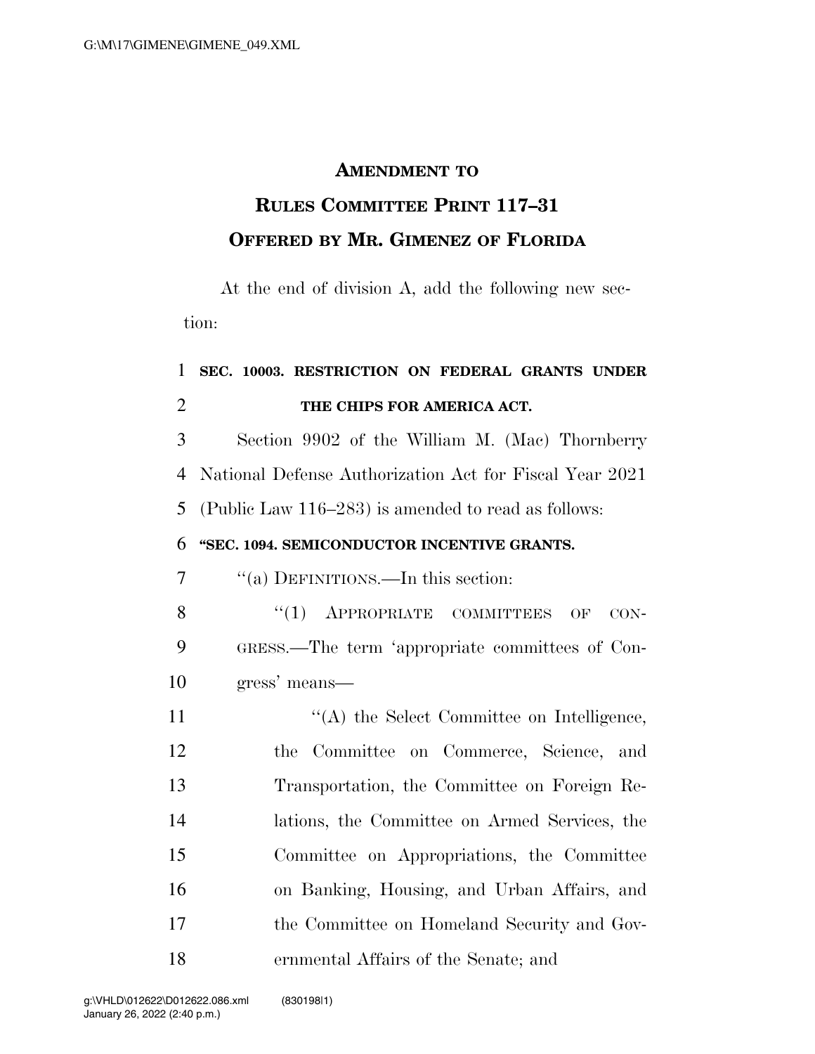# AMENDMENT TO RULES COMMITTEE PRINT 117–31 OFFERED BY MR. GIMENEZ OF FLORIDA

At the end of division A, add the following new section:

**SEC. 10003. RESTRICTION ON FEDERAL GRANTS UNDER THE CHIPS FOR AMERICA ACT.**

Section 9902 of the William M. (Mac) Thornberry National Defense Authorization Act for Fiscal Year 2021 (Public Law 116–283) is amended to read as follows:

**"SEC. 1094. SEMICONDUCTOR INCENTIVE GRANTS.**

"(a) DEFINITIONS.—In this section:

"(1) APPROPRIATE COMMITTEES OF CONGRESS.—The term 'appropriate committees of Congress' means—

"(A) the Select Committee on Intelligence, the Committee on Commerce, Science, and Transportation, the Committee on Foreign Relations, the Committee on Armed Services, the Committee on Appropriations, the Committee on Banking, Housing, and Urban Affairs, and the Committee on Homeland Security and Governmental Affairs of the Senate; and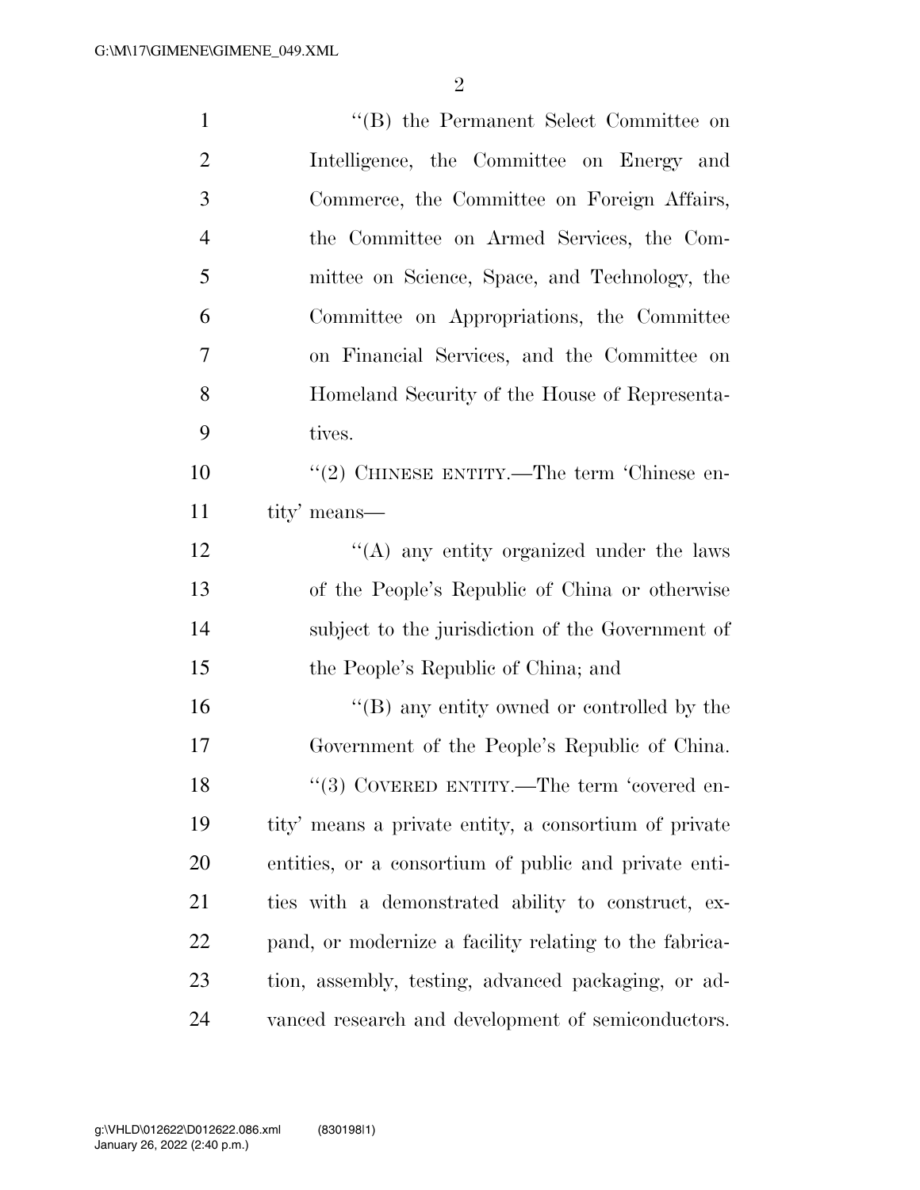''(B) the Permanent Select Committee on Intelligence, the Committee on Energy and Commerce, the Committee on Foreign Affairs, the Committee on Armed Services, the Committee on Science, Space, and Technology, the Committee on Appropriations, the Committee on Financial Services, and the Committee on Homeland Security of the House of Representatives.

''(2) CHINESE ENTITY.—The term 'Chinese entity' means—

''(A) any entity organized under the laws of the People's Republic of China or otherwise subject to the jurisdiction of the Government of the People's Republic of China; and

''(B) any entity owned or controlled by the Government of the People's Republic of China.

''(3) COVERED ENTITY.—The term 'covered entity' means a private entity, a consortium of private entities, or a consortium of public and private entities with a demonstrated ability to construct, expand, or modernize a facility relating to the fabrication, assembly, testing, advanced packaging, or advanced research and development of semiconductors.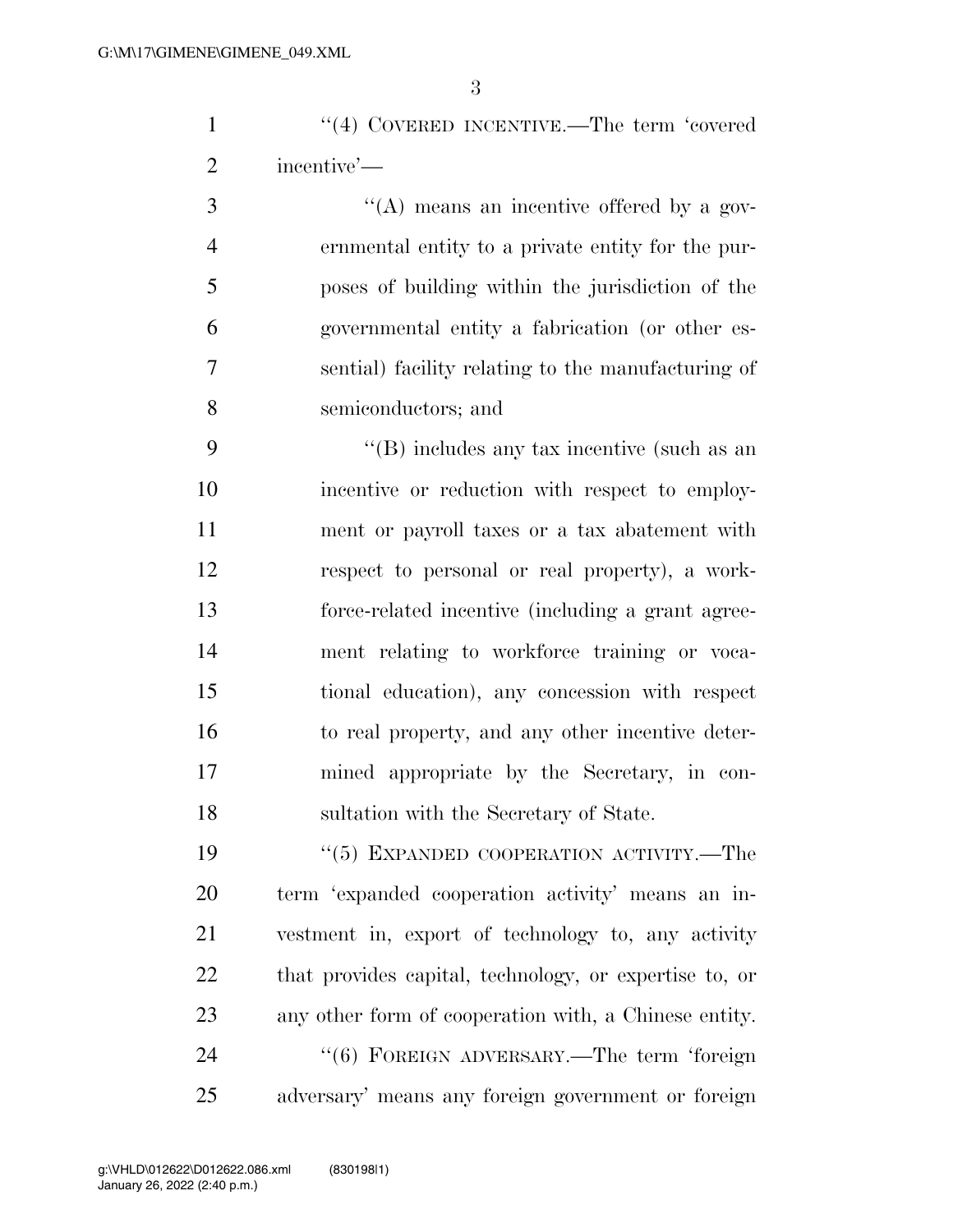"(4) COVERED INCENTIVE.—The term 'covered incentive'—

"(A) means an incentive offered by a governmental entity to a private entity for the purposes of building within the jurisdiction of the governmental entity a fabrication (or other essential) facility relating to the manufacturing of semiconductors; and

"(B) includes any tax incentive (such as an incentive or reduction with respect to employment or payroll taxes or a tax abatement with respect to personal or real property), a workforce-related incentive (including a grant agreement relating to workforce training or vocational education), any concession with respect to real property, and any other incentive determined appropriate by the Secretary, in consultation with the Secretary of State.

"(5) EXPANDED COOPERATION ACTIVITY.—The term 'expanded cooperation activity' means an investment in, export of technology to, any activity that provides capital, technology, or expertise to, or any other form of cooperation with, a Chinese entity.

"(6) FOREIGN ADVERSARY.—The term 'foreign adversary' means any foreign government or foreign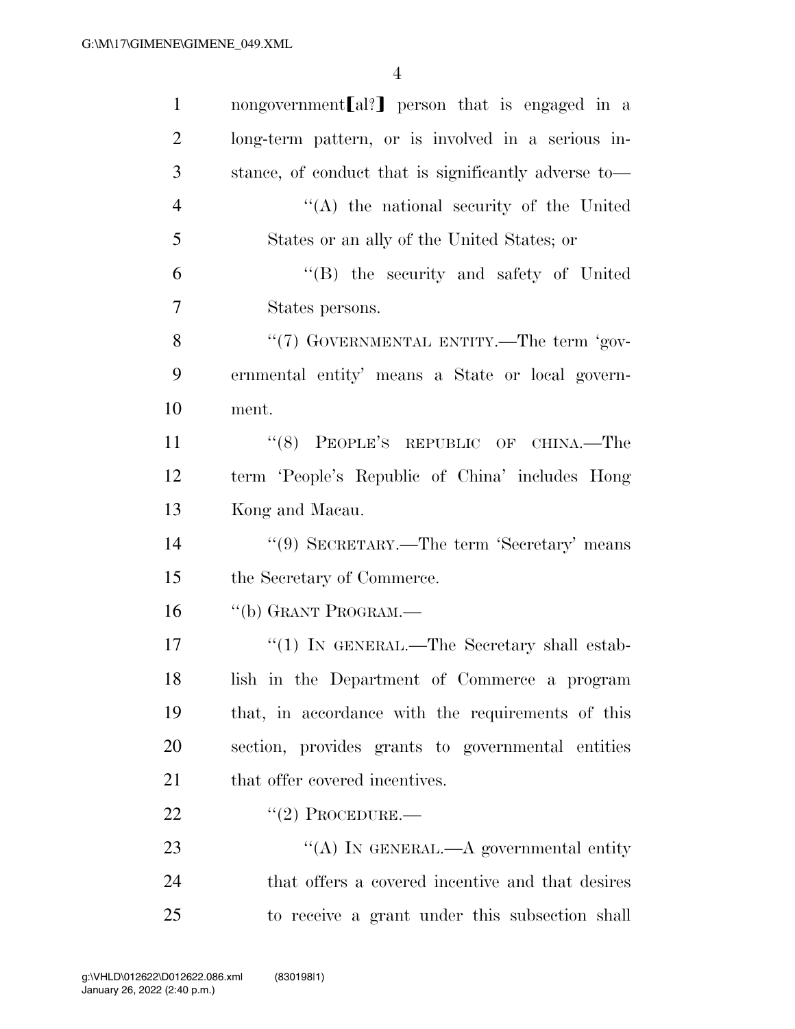nongovernment【al?】 person that is engaged in a long-term pattern, or is involved in a serious instance, of conduct that is significantly adverse to—

“(A) the national security of the United States or an ally of the United States; or

“(B) the security and safety of United States persons.

“(7) GOVERNMENTAL ENTITY.—The term ‘governmental entity’ means a State or local government.

“(8) PEOPLE’S REPUBLIC OF CHINA.—The term ‘People’s Republic of China’ includes Hong Kong and Macau.

“(9) SECRETARY.—The term ‘Secretary’ means the Secretary of Commerce.

“(b) GRANT PROGRAM.—

“(1) IN GENERAL.—The Secretary shall establish in the Department of Commerce a program that, in accordance with the requirements of this section, provides grants to governmental entities that offer covered incentives.

“(2) PROCEDURE.—

“(A) IN GENERAL.—A governmental entity that offers a covered incentive and that desires to receive a grant under this subsection shall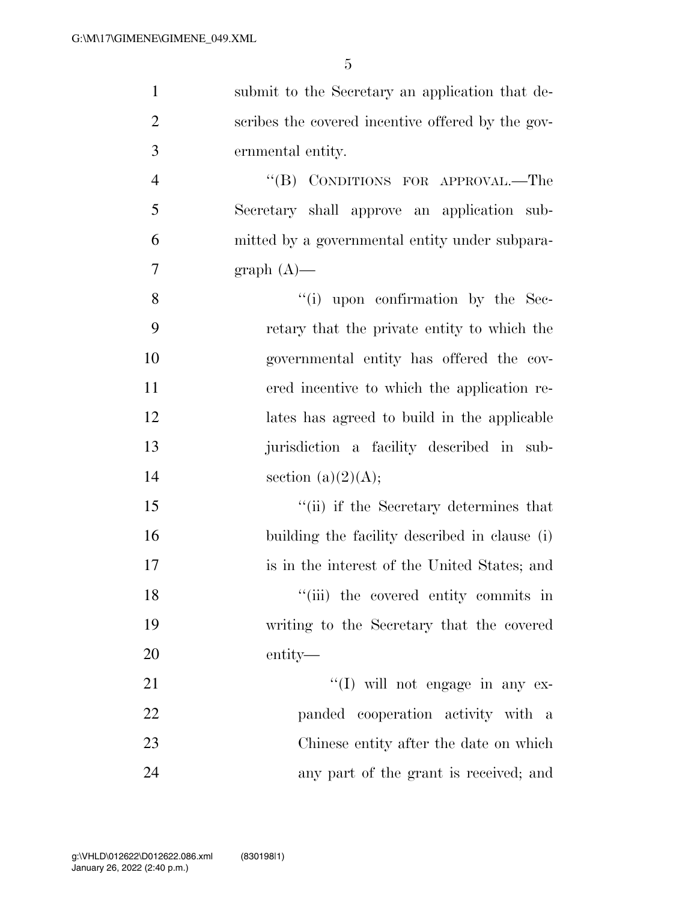submit to the Secretary an application that describes the covered incentive offered by the governmental entity.

"(B) CONDITIONS FOR APPROVAL.—The Secretary shall approve an application submitted by a governmental entity under subparagraph (A)—

"(i) upon confirmation by the Secretary that the private entity to which the governmental entity has offered the covered incentive to which the application relates has agreed to build in the applicable jurisdiction a facility described in subsection (a)(2)(A);

"(ii) if the Secretary determines that building the facility described in clause (i) is in the interest of the United States; and

"(iii) the covered entity commits in writing to the Secretary that the covered entity—

"(I) will not engage in any expanded cooperation activity with a Chinese entity after the date on which any part of the grant is received; and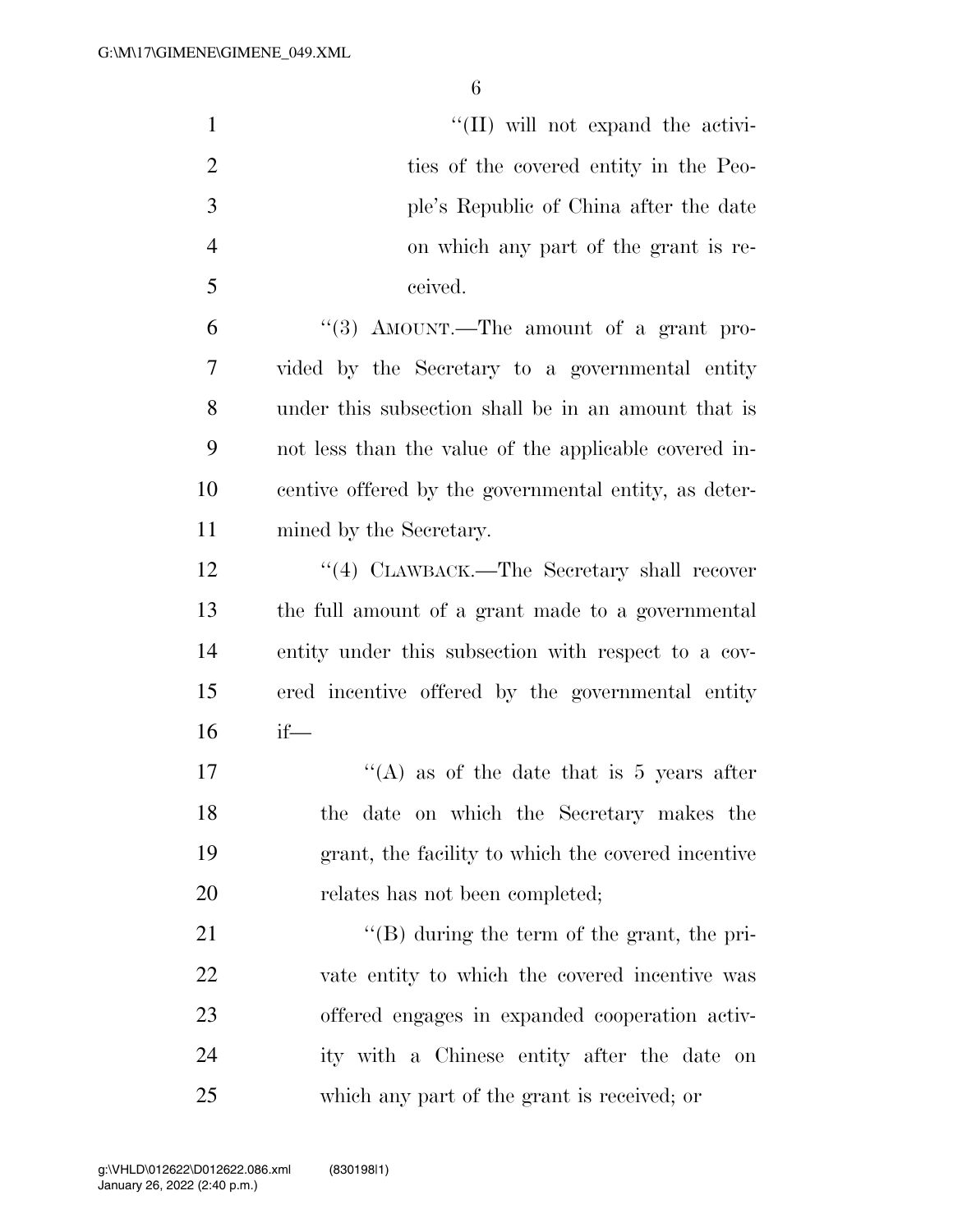"(II) will not expand the activities of the covered entity in the People's Republic of China after the date on which any part of the grant is received.

"(3) AMOUNT.—The amount of a grant provided by the Secretary to a governmental entity under this subsection shall be in an amount that is not less than the value of the applicable covered incentive offered by the governmental entity, as determined by the Secretary.

"(4) CLAWBACK.—The Secretary shall recover the full amount of a grant made to a governmental entity under this subsection with respect to a covered incentive offered by the governmental entity if—

"(A) as of the date that is 5 years after the date on which the Secretary makes the grant, the facility to which the covered incentive relates has not been completed;

"(B) during the term of the grant, the private entity to which the covered incentive was offered engages in expanded cooperation activity with a Chinese entity after the date on which any part of the grant is received; or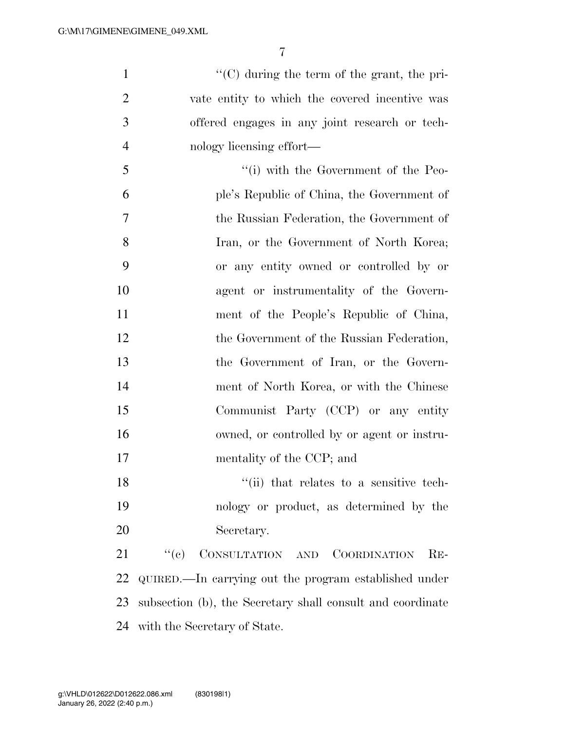''(C) during the term of the grant, the private entity to which the covered incentive was offered engages in any joint research or technology licensing effort—

''(i) with the Government of the People's Republic of China, the Government of the Russian Federation, the Government of Iran, or the Government of North Korea; or any entity owned or controlled by or agent or instrumentality of the Government of the People's Republic of China, the Government of the Russian Federation, the Government of Iran, or the Government of North Korea, or with the Chinese Communist Party (CCP) or any entity owned, or controlled by or agent or instrumentality of the CCP; and

''(ii) that relates to a sensitive technology or product, as determined by the Secretary.

''(c) CONSULTATION AND COORDINATION REQUIRED.—In carrying out the program established under subsection (b), the Secretary shall consult and coordinate with the Secretary of State.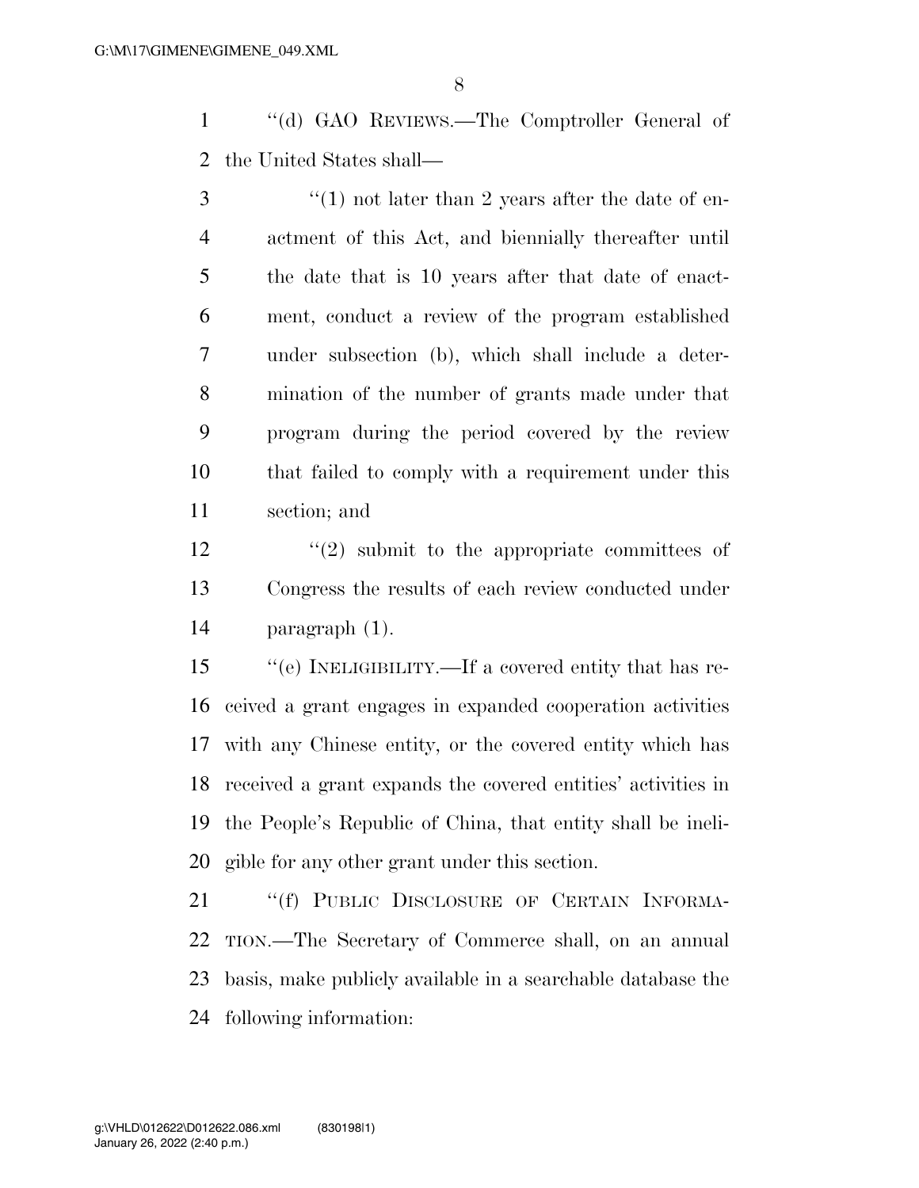''(d) GAO REVIEWS.—The Comptroller General of the United States shall—

''(1) not later than 2 years after the date of enactment of this Act, and biennially thereafter until the date that is 10 years after that date of enactment, conduct a review of the program established under subsection (b), which shall include a determination of the number of grants made under that program during the period covered by the review that failed to comply with a requirement under this section; and

''(2) submit to the appropriate committees of Congress the results of each review conducted under paragraph (1).

''(e) INELIGIBILITY.—If a covered entity that has received a grant engages in expanded cooperation activities with any Chinese entity, or the covered entity which has received a grant expands the covered entities' activities in the People's Republic of China, that entity shall be ineligible for any other grant under this section.

''(f) PUBLIC DISCLOSURE OF CERTAIN INFORMATION.—The Secretary of Commerce shall, on an annual basis, make publicly available in a searchable database the following information: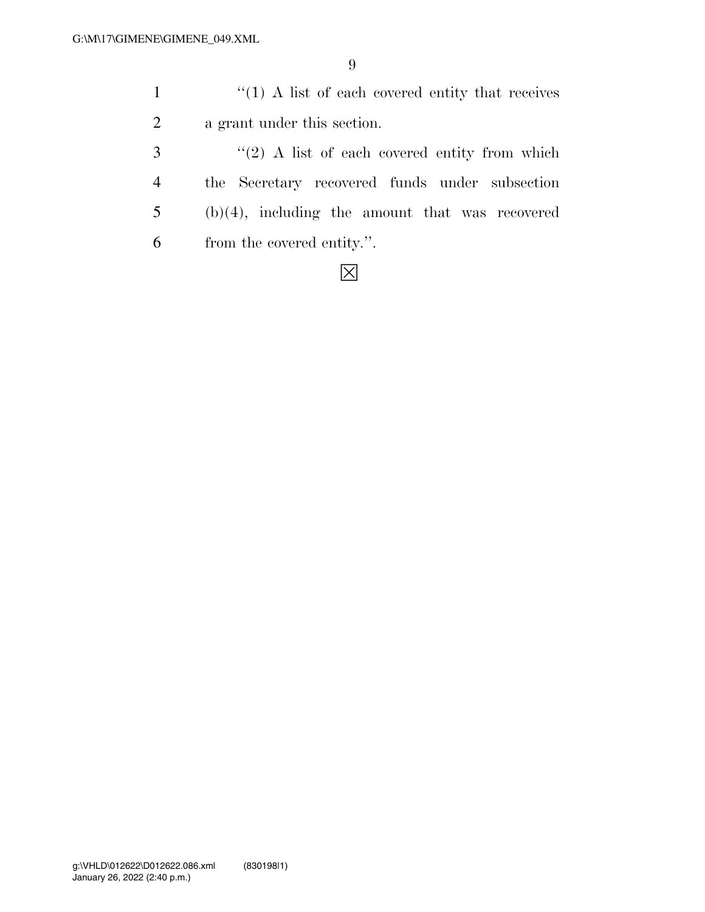"(1) A list of each covered entity that receives a grant under this section.

"(2) A list of each covered entity from which the Secretary recovered funds under subsection (b)(4), including the amount that was recovered from the covered entity.".